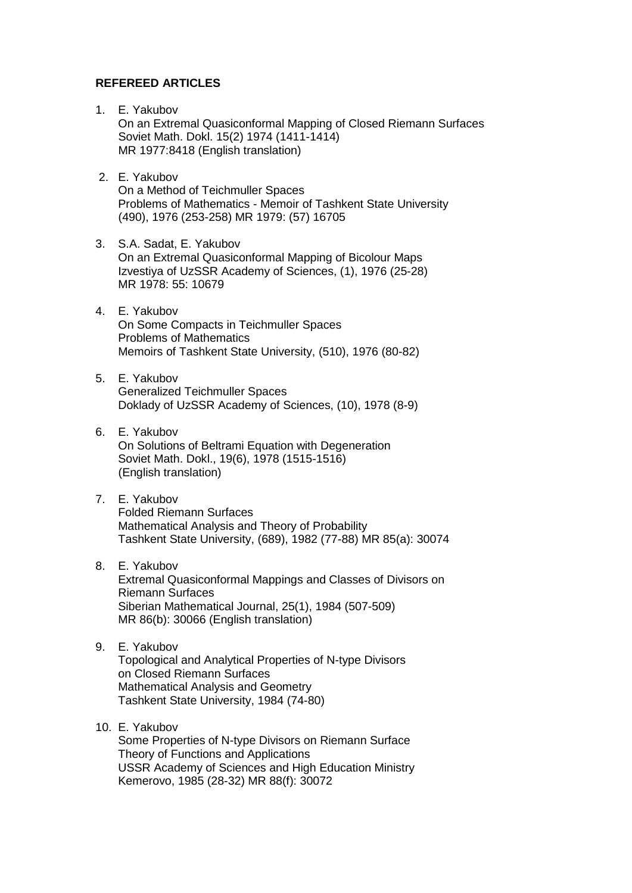**REFEREED ARTICLES**

1. E. Yakubov
   On an Extremal Quasiconformal Mapping of Closed Riemann Surfaces
   Soviet Math. Dokl. 15(2) 1974 (1411-1414)
   MR 1977:8418 (English translation)

2. E. Yakubov
   On a Method of Teichmuller Spaces
   Problems of Mathematics - Memoir of Tashkent State University
   (490), 1976 (253-258) MR 1979: (57) 16705

3. S.A. Sadat, E. Yakubov
   On an Extremal Quasiconformal Mapping of Bicolour Maps
   Izvestiya of UzSSR Academy of Sciences, (1), 1976 (25-28)
   MR 1978: 55: 10679

4. E. Yakubov
   On Some Compacts in Teichmuller Spaces
   Problems of Mathematics
   Memoirs of Tashkent State University, (510), 1976 (80-82)

5. E. Yakubov
   Generalized Teichmuller Spaces
   Doklady of UzSSR Academy of Sciences, (10), 1978 (8-9)

6. E. Yakubov
   On Solutions of Beltrami Equation with Degeneration
   Soviet Math. Dokl., 19(6), 1978 (1515-1516)
   (English translation)

7. E. Yakubov
   Folded Riemann Surfaces
   Mathematical Analysis and Theory of Probability
   Tashkent State University, (689), 1982 (77-88) MR 85(a): 30074

8. E. Yakubov
   Extremal Quasiconformal Mappings and Classes of Divisors on Riemann Surfaces
   Siberian Mathematical Journal, 25(1), 1984 (507-509)
   MR 86(b): 30066 (English translation)

9. E. Yakubov
   Topological and Analytical Properties of N-type Divisors on Closed Riemann Surfaces
   Mathematical Analysis and Geometry
   Tashkent State University, 1984 (74-80)

10. E. Yakubov
    Some Properties of N-type Divisors on Riemann Surface
    Theory of Functions and Applications
    USSR Academy of Sciences and High Education Ministry
    Kemerovo, 1985 (28-32) MR 88(f): 30072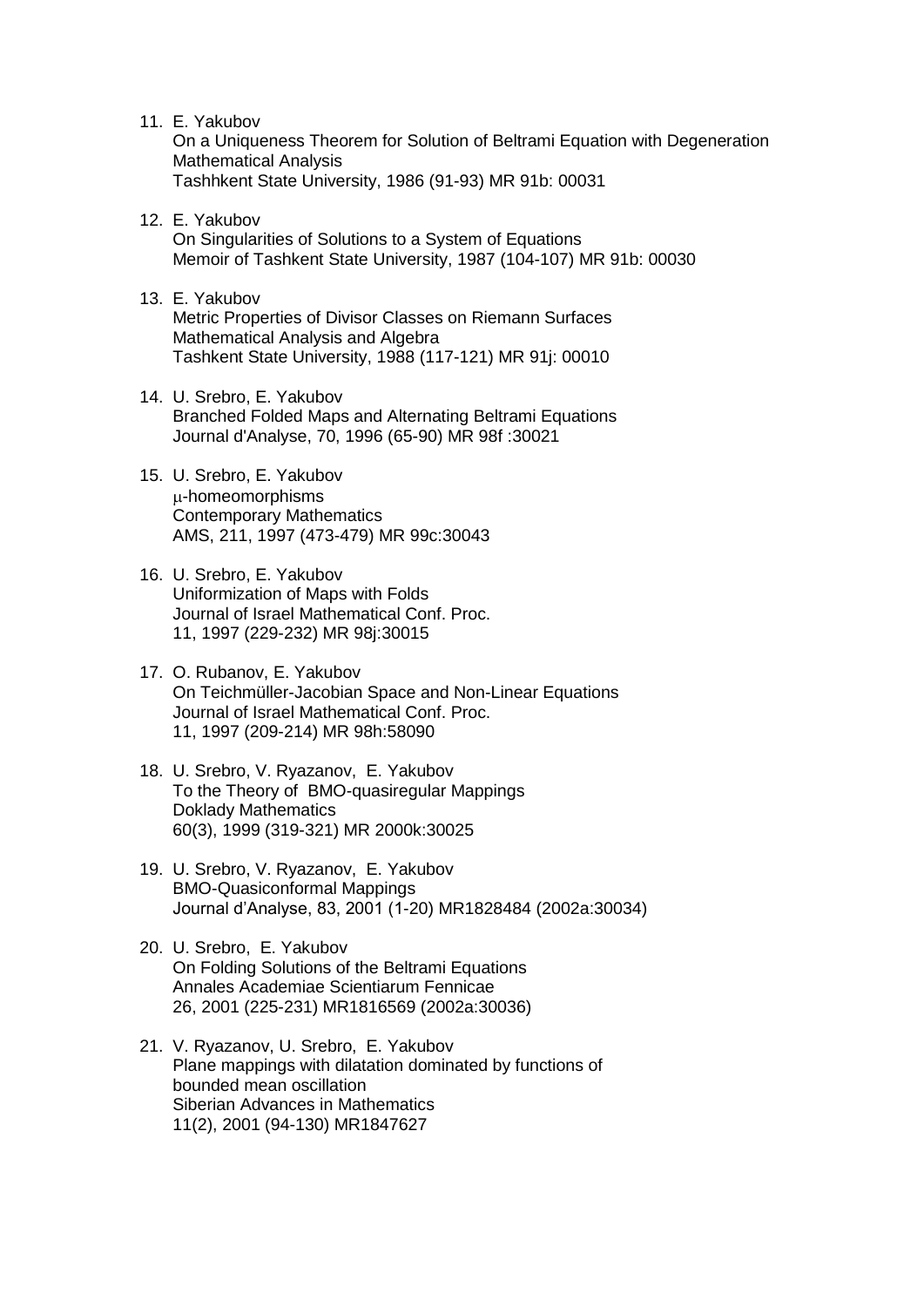11. E. Yakubov
    On a Uniqueness Theorem for Solution of Beltrami Equation with Degeneration
    Mathematical Analysis
    Tashhkent State University, 1986 (91-93) MR 91b: 00031

12. E. Yakubov
    On Singularities of Solutions to a System of Equations
    Memoir of Tashkent State University, 1987 (104-107) MR 91b: 00030

13. E. Yakubov
    Metric Properties of Divisor Classes on Riemann Surfaces
    Mathematical Analysis and Algebra
    Tashkent State University, 1988 (117-121) MR 91j: 00010

14. U. Srebro, E. Yakubov
    Branched Folded Maps and Alternating Beltrami Equations
    Journal d'Analyse, 70, 1996 (65-90) MR 98f :30021

15. U. Srebro, E. Yakubov
    μ-homeomorphisms
    Contemporary Mathematics
    AMS, 211, 1997 (473-479) MR 99c:30043

16. U. Srebro, E. Yakubov
    Uniformization of Maps with Folds
    Journal of Israel Mathematical Conf. Proc.
    11, 1997 (229-232) MR 98j:30015

17. O. Rubanov, E. Yakubov
    On Teichmüller-Jacobian Space and Non-Linear Equations
    Journal of Israel Mathematical Conf. Proc.
    11, 1997 (209-214) MR 98h:58090

18. U. Srebro, V. Ryazanov, E. Yakubov
    To the Theory of BMO-quasiregular Mappings
    Doklady Mathematics
    60(3), 1999 (319-321) MR 2000k:30025

19. U. Srebro, V. Ryazanov, E. Yakubov
    BMO-Quasiconformal Mappings
    Journal d'Analyse, 83, 2001 (1-20) MR1828484 (2002a:30034)

20. U. Srebro, E. Yakubov
    On Folding Solutions of the Beltrami Equations
    Annales Academiae Scientiarum Fennicae
    26, 2001 (225-231) MR1816569 (2002a:30036)

21. V. Ryazanov, U. Srebro, E. Yakubov
    Plane mappings with dilatation dominated by functions of
    bounded mean oscillation
    Siberian Advances in Mathematics
    11(2), 2001 (94-130) MR1847627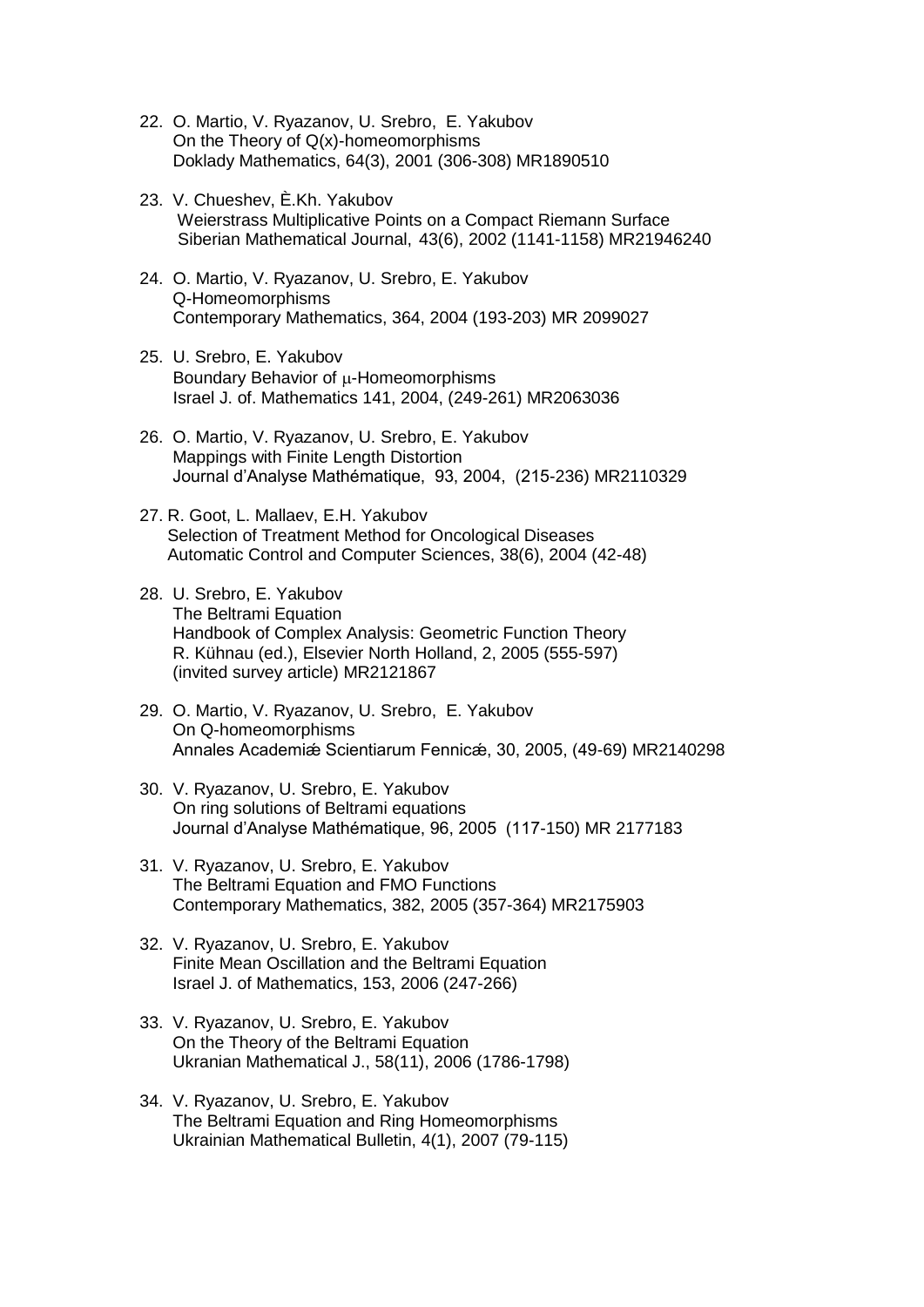22. O. Martio, V. Ryazanov, U. Srebro, E. Yakubov
    On the Theory of Q(x)-homeomorphisms
    Doklady Mathematics, 64(3), 2001 (306-308) MR1890510

23. V. Chueshev, È.Kh. Yakubov
    Weierstrass Multiplicative Points on a Compact Riemann Surface
    Siberian Mathematical Journal, 43(6), 2002 (1141-1158) MR21946240

24. O. Martio, V. Ryazanov, U. Srebro, E. Yakubov
    Q-Homeomorphisms
    Contemporary Mathematics, 364, 2004 (193-203) MR 2099027

25. U. Srebro, E. Yakubov
    Boundary Behavior of $\mu$-Homeomorphisms
    Israel J. of. Mathematics 141, 2004, (249-261) MR2063036

26. O. Martio, V. Ryazanov, U. Srebro, E. Yakubov
    Mappings with Finite Length Distortion
    Journal d'Analyse Mathématique, 93, 2004, (215-236) MR2110329

27. R. Goot, L. Mallaev, E.H. Yakubov
    Selection of Treatment Method for Oncological Diseases
    Automatic Control and Computer Sciences, 38(6), 2004 (42-48)

28. U. Srebro, E. Yakubov
    The Beltrami Equation
    Handbook of Complex Analysis: Geometric Function Theory
    R. Kühnau (ed.), Elsevier North Holland, 2, 2005 (555-597)
    (invited survey article) MR2121867

29. O. Martio, V. Ryazanov, U. Srebro, E. Yakubov
    On Q-homeomorphisms
    Annales Academiæ Scientiarum Fennicæ, 30, 2005, (49-69) MR2140298

30. V. Ryazanov, U. Srebro, E. Yakubov
    On ring solutions of Beltrami equations
    Journal d'Analyse Mathématique, 96, 2005 (117-150) MR 2177183

31. V. Ryazanov, U. Srebro, E. Yakubov
    The Beltrami Equation and FMO Functions
    Contemporary Mathematics, 382, 2005 (357-364) MR2175903

32. V. Ryazanov, U. Srebro, E. Yakubov
    Finite Mean Oscillation and the Beltrami Equation
    Israel J. of Mathematics, 153, 2006 (247-266)

33. V. Ryazanov, U. Srebro, E. Yakubov
    On the Theory of the Beltrami Equation
    Ukranian Mathematical J., 58(11), 2006 (1786-1798)

34. V. Ryazanov, U. Srebro, E. Yakubov
    The Beltrami Equation and Ring Homeomorphisms
    Ukrainian Mathematical Bulletin, 4(1), 2007 (79-115)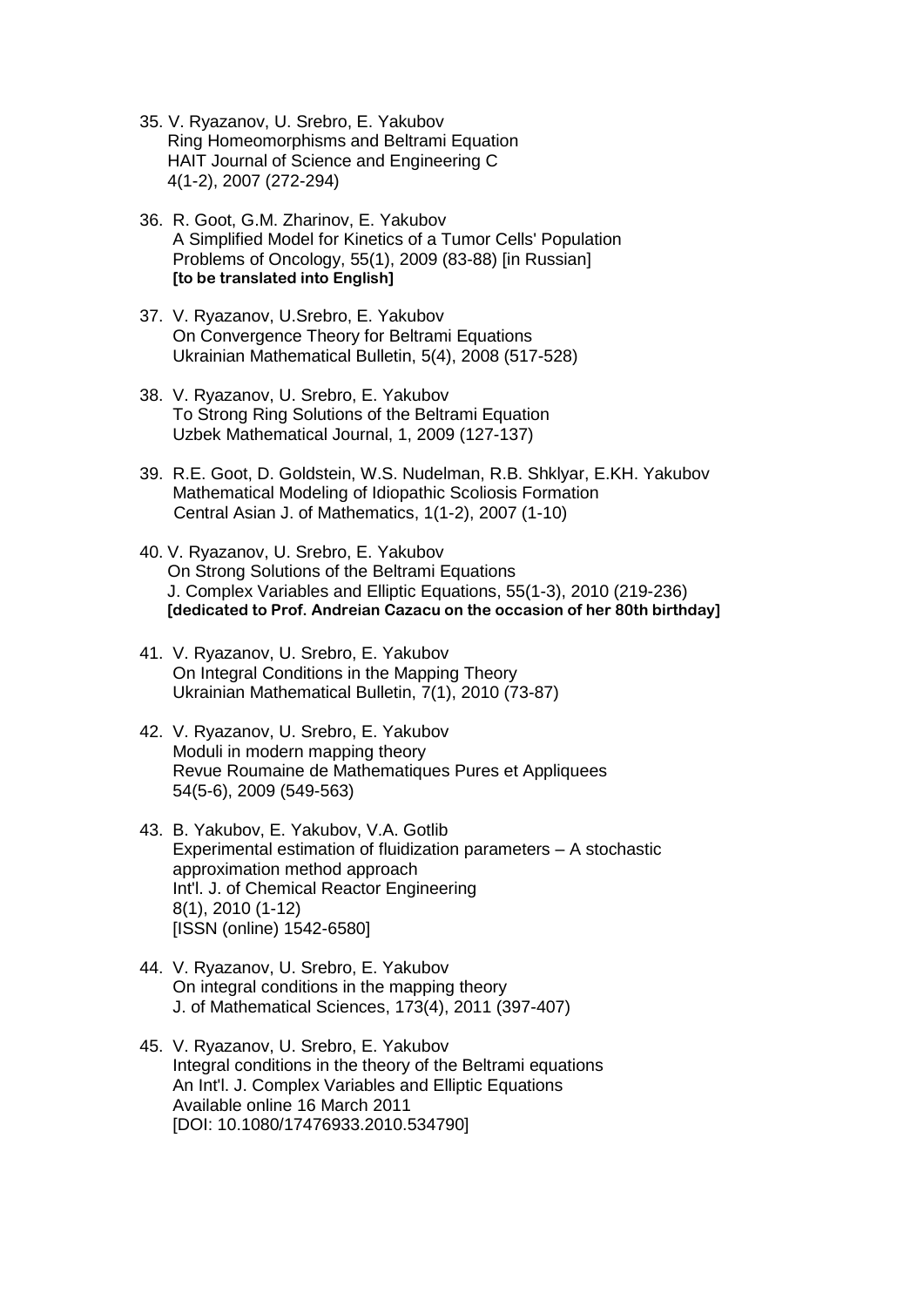35. V. Ryazanov, U. Srebro, E. Yakubov
    Ring Homeomorphisms and Beltrami Equation
    HAIT Journal of Science and Engineering C
    4(1-2), 2007 (272-294)

36. R. Goot, G.M. Zharinov, E. Yakubov
    A Simplified Model for Kinetics of a Tumor Cells' Population
    Problems of Oncology, 55(1), 2009 (83-88) [in Russian]
    **[to be translated into English]**

37. V. Ryazanov, U.Srebro, E. Yakubov
    On Convergence Theory for Beltrami Equations
    Ukrainian Mathematical Bulletin, 5(4), 2008 (517-528)

38. V. Ryazanov, U. Srebro, E. Yakubov
    To Strong Ring Solutions of the Beltrami Equation
    Uzbek Mathematical Journal, 1, 2009 (127-137)

39. R.E. Goot, D. Goldstein, W.S. Nudelman, R.B. Shklyar, E.KH. Yakubov
    Mathematical Modeling of Idiopathic Scoliosis Formation
    Central Asian J. of Mathematics, 1(1-2), 2007 (1-10)

40. V. Ryazanov, U. Srebro, E. Yakubov
    On Strong Solutions of the Beltrami Equations
    J. Complex Variables and Elliptic Equations, 55(1-3), 2010 (219-236)
    **[dedicated to Prof. Andreian Cazacu on the occasion of her 80th birthday]**

41. V. Ryazanov, U. Srebro, E. Yakubov
    On Integral Conditions in the Mapping Theory
    Ukrainian Mathematical Bulletin, 7(1), 2010 (73-87)

42. V. Ryazanov, U. Srebro, E. Yakubov
    Moduli in modern mapping theory
    Revue Roumaine de Mathematiques Pures et Appliquees
    54(5-6), 2009 (549-563)

43. B. Yakubov, E. Yakubov, V.A. Gotlib
    Experimental estimation of fluidization parameters – A stochastic approximation method approach
    Int'l. J. of Chemical Reactor Engineering
    8(1), 2010 (1-12)
    [ISSN (online) 1542-6580]

44. V. Ryazanov, U. Srebro, E. Yakubov
    On integral conditions in the mapping theory
    J. of Mathematical Sciences, 173(4), 2011 (397-407)

45. V. Ryazanov, U. Srebro, E. Yakubov
    Integral conditions in the theory of the Beltrami equations
    An Int'l. J. Complex Variables and Elliptic Equations
    Available online 16 March 2011
    [DOI: 10.1080/17476933.2010.534790]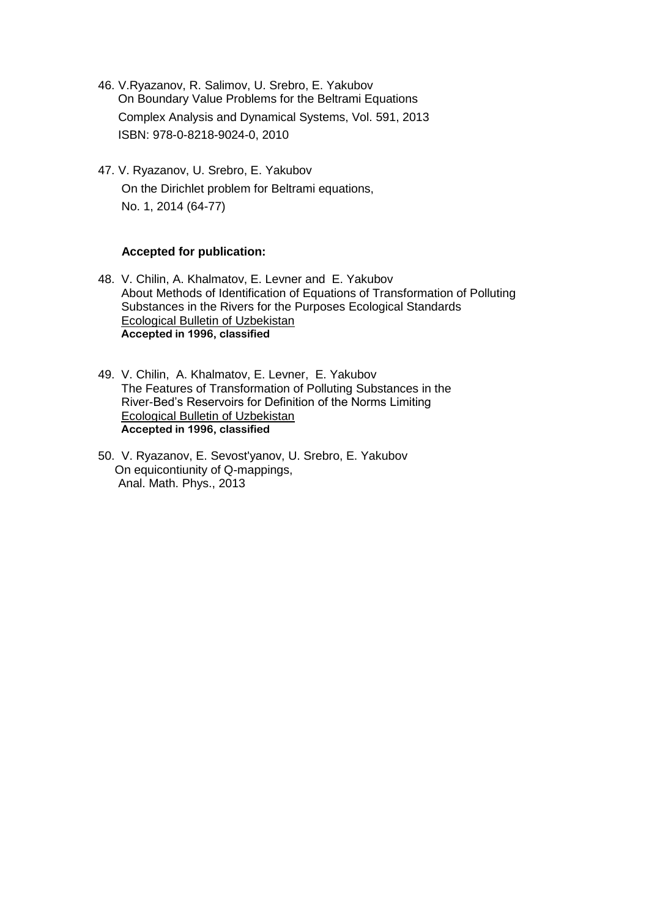46. V.Ryazanov, R. Salimov, U. Srebro, E. Yakubov
    On Boundary Value Problems for the Beltrami Equations
    Complex Analysis and Dynamical Systems, Vol. 591, 2013
    ISBN: 978-0-8218-9024-0, 2010

47. V. Ryazanov, U. Srebro, E. Yakubov
    On the Dirichlet problem for Beltrami equations,
    No. 1, 2014 (64-77)

**Accepted for publication:**

48. V. Chilin, A. Khalmatov, E. Levner and E. Yakubov
    About Methods of Identification of Equations of Transformation of Polluting Substances in the Rivers for the Purposes Ecological Standards
    Ecological Bulletin of Uzbekistan
    **Accepted in 1996, classified**

49. V. Chilin, A. Khalmatov, E. Levner, E. Yakubov
    The Features of Transformation of Polluting Substances in the River-Bed's Reservoirs for Definition of the Norms Limiting
    Ecological Bulletin of Uzbekistan
    **Accepted in 1996, classified**

50. V. Ryazanov, E. Sevost'yanov, U. Srebro, E. Yakubov
    On equicontiunity of Q-mappings,
    Anal. Math. Phys., 2013